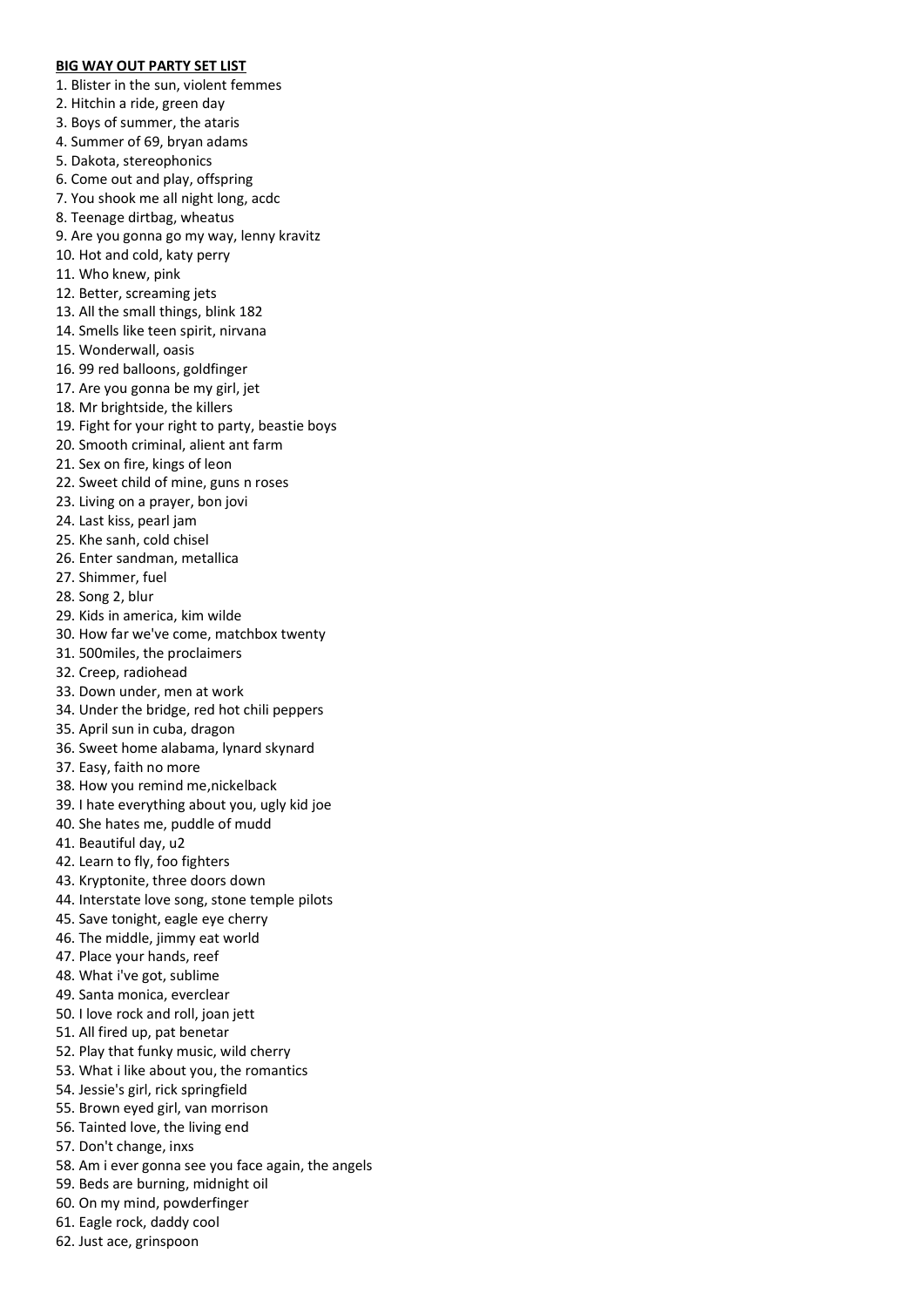**<u>BIG WAY OUT PARTY SET LIST</u>**

1. Blister in the sun, violent femmes
2. Hitchin a ride, green day
3. Boys of summer, the ataris
4. Summer of 69, bryan adams
5. Dakota, stereophonics
6. Come out and play, offspring
7. You shook me all night long, acdc
8. Teenage dirtbag, wheatus
9. Are you gonna go my way, lenny kravitz
10. Hot and cold, katy perry
11. Who knew, pink
12. Better, screaming jets
13. All the small things, blink 182
14. Smells like teen spirit, nirvana
15. Wonderwall, oasis
16. 99 red balloons, goldfinger
17. Are you gonna be my girl, jet
18. Mr brightside, the killers
19. Fight for your right to party, beastie boys
20. Smooth criminal, alient ant farm
21. Sex on fire, kings of leon
22. Sweet child of mine, guns n roses
23. Living on a prayer, bon jovi
24. Last kiss, pearl jam
25. Khe sanh, cold chisel
26. Enter sandman, metallica
27. Shimmer, fuel
28. Song 2, blur
29. Kids in america, kim wilde
30. How far we've come, matchbox twenty
31. 500miles, the proclaimers
32. Creep, radiohead
33. Down under, men at work
34. Under the bridge, red hot chili peppers
35. April sun in cuba, dragon
36. Sweet home alabama, lynard skynard
37. Easy, faith no more
38. How you remind me,nickelback
39. I hate everything about you, ugly kid joe
40. She hates me, puddle of mudd
41. Beautiful day, u2
42. Learn to fly, foo fighters
43. Kryptonite, three doors down
44. Interstate love song, stone temple pilots
45. Save tonight, eagle eye cherry
46. The middle, jimmy eat world
47. Place your hands, reef
48. What i've got, sublime
49. Santa monica, everclear
50. I love rock and roll, joan jett
51. All fired up, pat benetar
52. Play that funky music, wild cherry
53. What i like about you, the romantics
54. Jessie's girl, rick springfield
55. Brown eyed girl, van morrison
56. Tainted love, the living end
57. Don't change, inxs
58. Am i ever gonna see you face again, the angels
59. Beds are burning, midnight oil
60. On my mind, powderfinger
61. Eagle rock, daddy cool
62. Just ace, grinspoon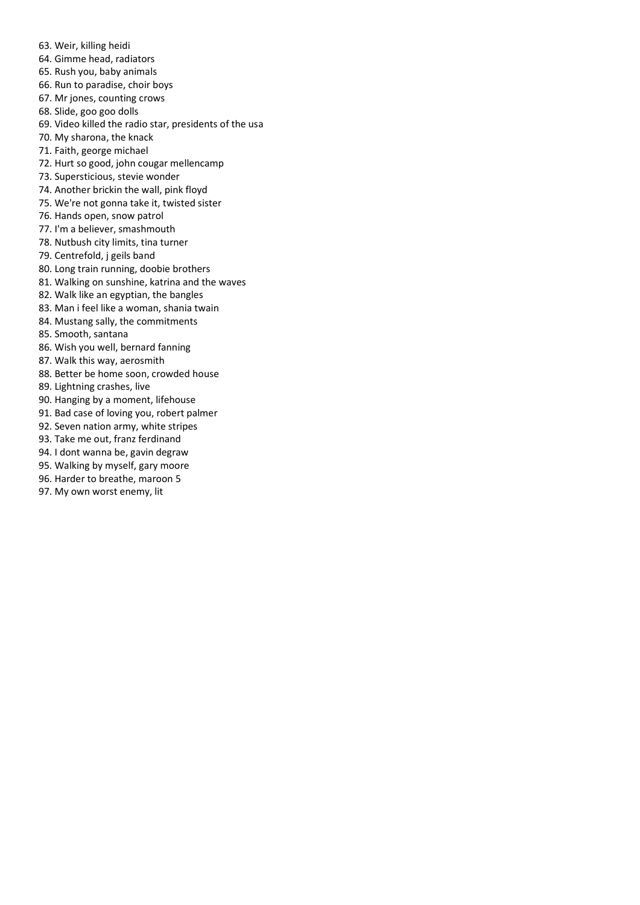63. Weir, killing heidi
64. Gimme head, radiators
65. Rush you, baby animals
66. Run to paradise, choir boys
67. Mr jones, counting crows
68. Slide, goo goo dolls
69. Video killed the radio star, presidents of the usa
70. My sharona, the knack
71. Faith, george michael
72. Hurt so good, john cougar mellencamp
73. Supersticious, stevie wonder
74. Another brickin the wall, pink floyd
75. We're not gonna take it, twisted sister
76. Hands open, snow patrol
77. I'm a believer, smashmouth
78. Nutbush city limits, tina turner
79. Centrefold, j geils band
80. Long train running, doobie brothers
81. Walking on sunshine, katrina and the waves
82. Walk like an egyptian, the bangles
83. Man i feel like a woman, shania twain
84. Mustang sally, the commitments
85. Smooth, santana
86. Wish you well, bernard fanning
87. Walk this way, aerosmith
88. Better be home soon, crowded house
89. Lightning crashes, live
90. Hanging by a moment, lifehouse
91. Bad case of loving you, robert palmer
92. Seven nation army, white stripes
93. Take me out, franz ferdinand
94. I dont wanna be, gavin degraw
95. Walking by myself, gary moore
96. Harder to breathe, maroon 5
97. My own worst enemy, lit